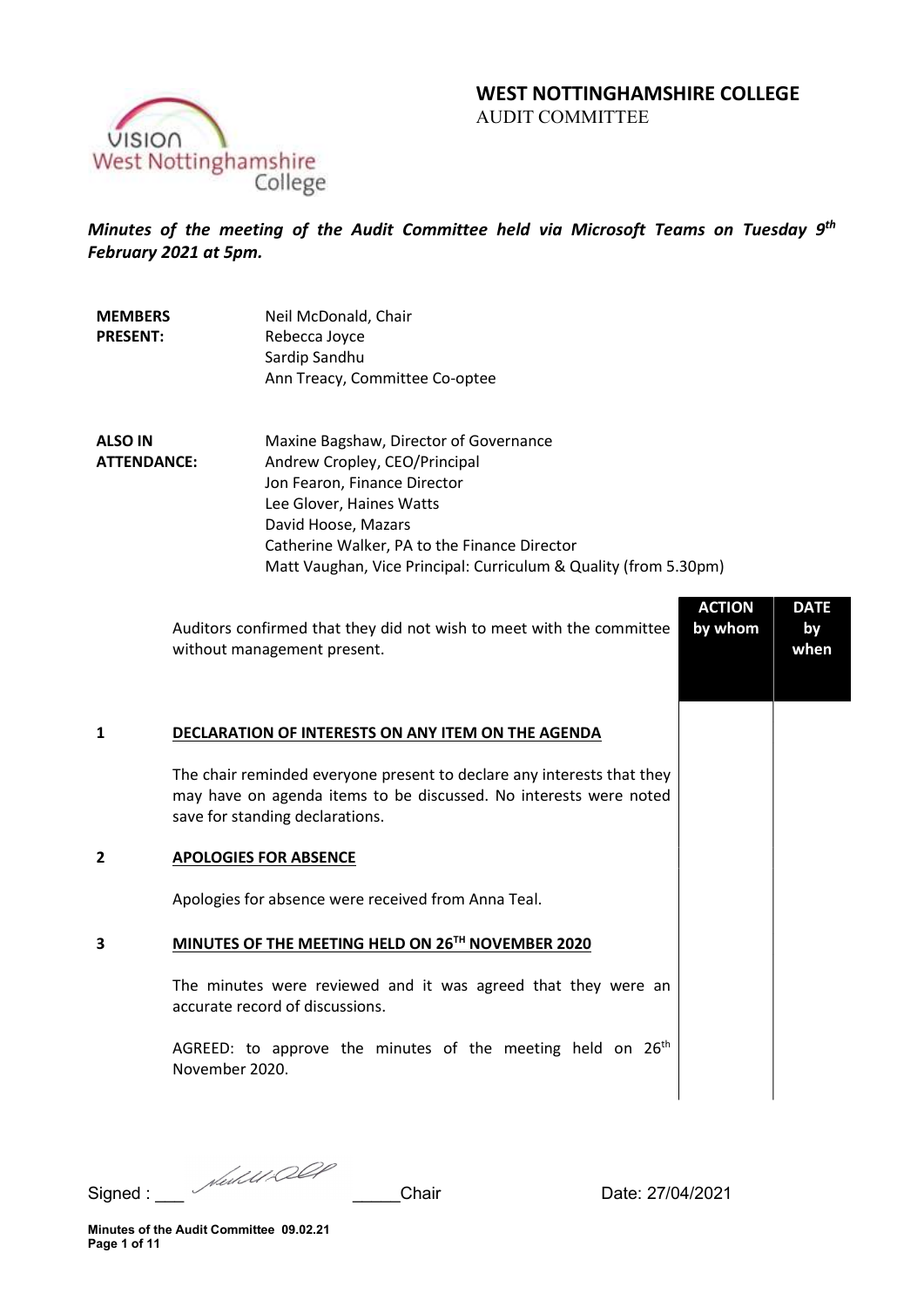# WEST NOTTINGHAMSHIRE COLLEGE

AUDIT COMMITTEE

***Minutes of the meeting of the Audit Committee held via Microsoft Teams on Tuesday 9th February 2021 at 5pm.***

| | |
|---|---|
| **MEMBERS PRESENT:** | Neil McDonald, Chair<br>Rebecca Joyce<br>Sardip Sandhu<br>Ann Treacy, Committee Co-optee |
| **ALSO IN ATTENDANCE:** | Maxine Bagshaw, Director of Governance<br>Andrew Cropley, CEO/Principal<br>Jon Fearon, Finance Director<br>Lee Glover, Haines Watts<br>David Hoose, Mazars<br>Catherine Walker, PA to the Finance Director<br>Matt Vaughan, Vice Principal: Curriculum & Quality (from 5.30pm) |

| | | ACTION by whom | DATE by when |
|---|---|---|---|
| | Auditors confirmed that they did not wish to meet with the committee without management present. | | |
| **1** | **DECLARATION OF INTERESTS ON ANY ITEM ON THE AGENDA**<br><br>The chair reminded everyone present to declare any interests that they may have on agenda items to be discussed. No interests were noted save for standing declarations. | | |
| **2** | **APOLOGIES FOR ABSENCE**<br><br>Apologies for absence were received from Anna Teal. | | |
| **3** | **MINUTES OF THE MEETING HELD ON 26TH NOVEMBER 2020**<br><br>The minutes were reviewed and it was agreed that they were an accurate record of discussions.<br><br>AGREED: to approve the minutes of the meeting held on 26th November 2020. | | |

Signed : ___ [signature] _____Chair Date: 27/04/2021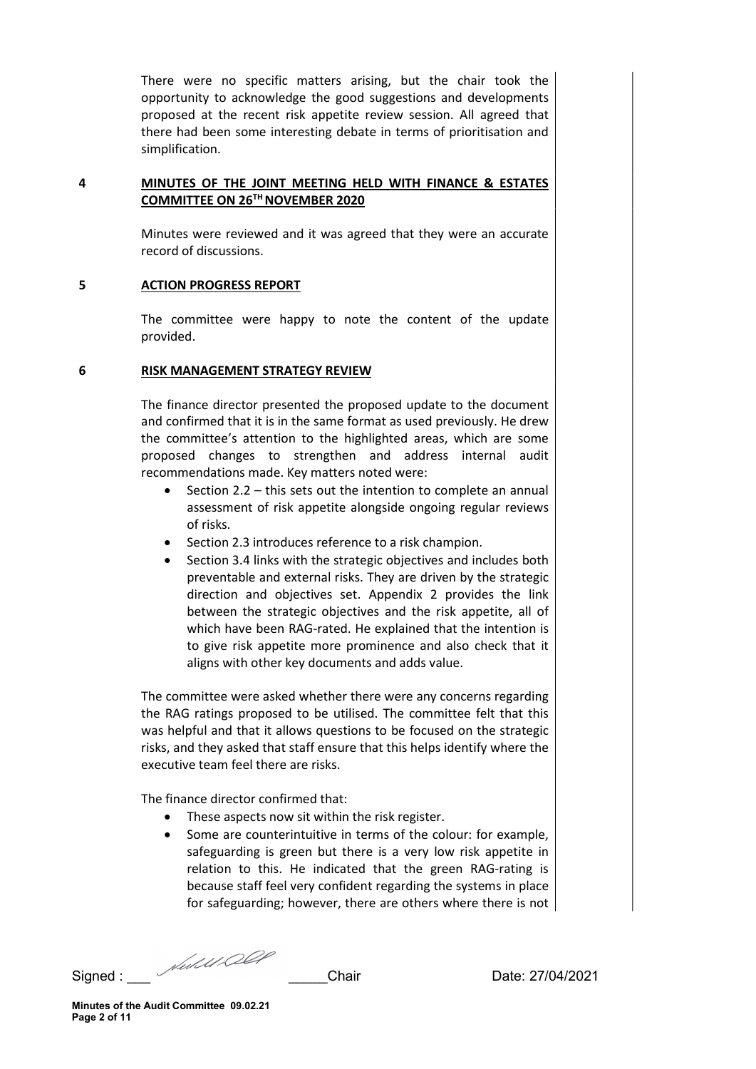There were no specific matters arising, but the chair took the opportunity to acknowledge the good suggestions and developments proposed at the recent risk appetite review session. All agreed that there had been some interesting debate in terms of prioritisation and simplification.

**4 MINUTES OF THE JOINT MEETING HELD WITH FINANCE & ESTATES COMMITTEE ON 26TH NOVEMBER 2020**

Minutes were reviewed and it was agreed that they were an accurate record of discussions.

**5 ACTION PROGRESS REPORT**

The committee were happy to note the content of the update provided.

**6 RISK MANAGEMENT STRATEGY REVIEW**

The finance director presented the proposed update to the document and confirmed that it is in the same format as used previously. He drew the committee's attention to the highlighted areas, which are some proposed changes to strengthen and address internal audit recommendations made. Key matters noted were:

- Section 2.2 – this sets out the intention to complete an annual assessment of risk appetite alongside ongoing regular reviews of risks.
- Section 2.3 introduces reference to a risk champion.
- Section 3.4 links with the strategic objectives and includes both preventable and external risks. They are driven by the strategic direction and objectives set. Appendix 2 provides the link between the strategic objectives and the risk appetite, all of which have been RAG-rated. He explained that the intention is to give risk appetite more prominence and also check that it aligns with other key documents and adds value.

The committee were asked whether there were any concerns regarding the RAG ratings proposed to be utilised. The committee felt that this was helpful and that it allows questions to be focused on the strategic risks, and they asked that staff ensure that this helps identify where the executive team feel there are risks.

The finance director confirmed that:

- These aspects now sit within the risk register.
- Some are counterintuitive in terms of the colour: for example, safeguarding is green but there is a very low risk appetite in relation to this. He indicated that the green RAG-rating is because staff feel very confident regarding the systems in place for safeguarding; however, there are others where there is not

Signed : ___ _____Chair Date: 27/04/2021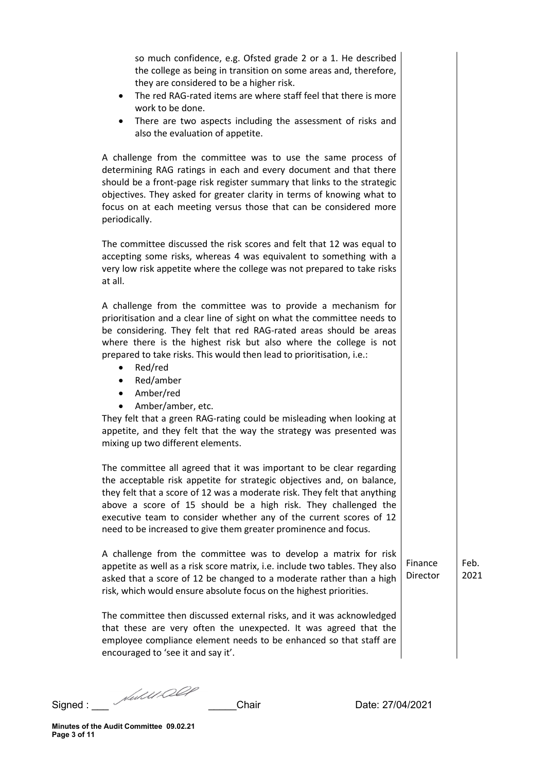so much confidence, e.g. Ofsted grade 2 or a 1. He described the college as being in transition on some areas and, therefore, they are considered to be a higher risk.

- The red RAG-rated items are where staff feel that there is more work to be done.
- There are two aspects including the assessment of risks and also the evaluation of appetite.

A challenge from the committee was to use the same process of determining RAG ratings in each and every document and that there should be a front-page risk register summary that links to the strategic objectives. They asked for greater clarity in terms of knowing what to focus on at each meeting versus those that can be considered more periodically.

The committee discussed the risk scores and felt that 12 was equal to accepting some risks, whereas 4 was equivalent to something with a very low risk appetite where the college was not prepared to take risks at all.

A challenge from the committee was to provide a mechanism for prioritisation and a clear line of sight on what the committee needs to be considering. They felt that red RAG-rated areas should be areas where there is the highest risk but also where the college is not prepared to take risks. This would then lead to prioritisation, i.e.:

- Red/red
- Red/amber
- Amber/red
- Amber/amber, etc.

They felt that a green RAG-rating could be misleading when looking at appetite, and they felt that the way the strategy was presented was mixing up two different elements.

The committee all agreed that it was important to be clear regarding the acceptable risk appetite for strategic objectives and, on balance, they felt that a score of 12 was a moderate risk. They felt that anything above a score of 15 should be a high risk. They challenged the executive team to consider whether any of the current scores of 12 need to be increased to give them greater prominence and focus.

| | | |
|---|---|---|
| A challenge from the committee was to develop a matrix for risk appetite as well as a risk score matrix, i.e. include two tables. They also asked that a score of 12 be changed to a moderate rather than a high risk, which would ensure absolute focus on the highest priorities. | Finance Director | Feb. 2021 |

The committee then discussed external risks, and it was acknowledged that these are very often the unexpected. It was agreed that the employee compliance element needs to be enhanced so that staff are encouraged to 'see it and say it'.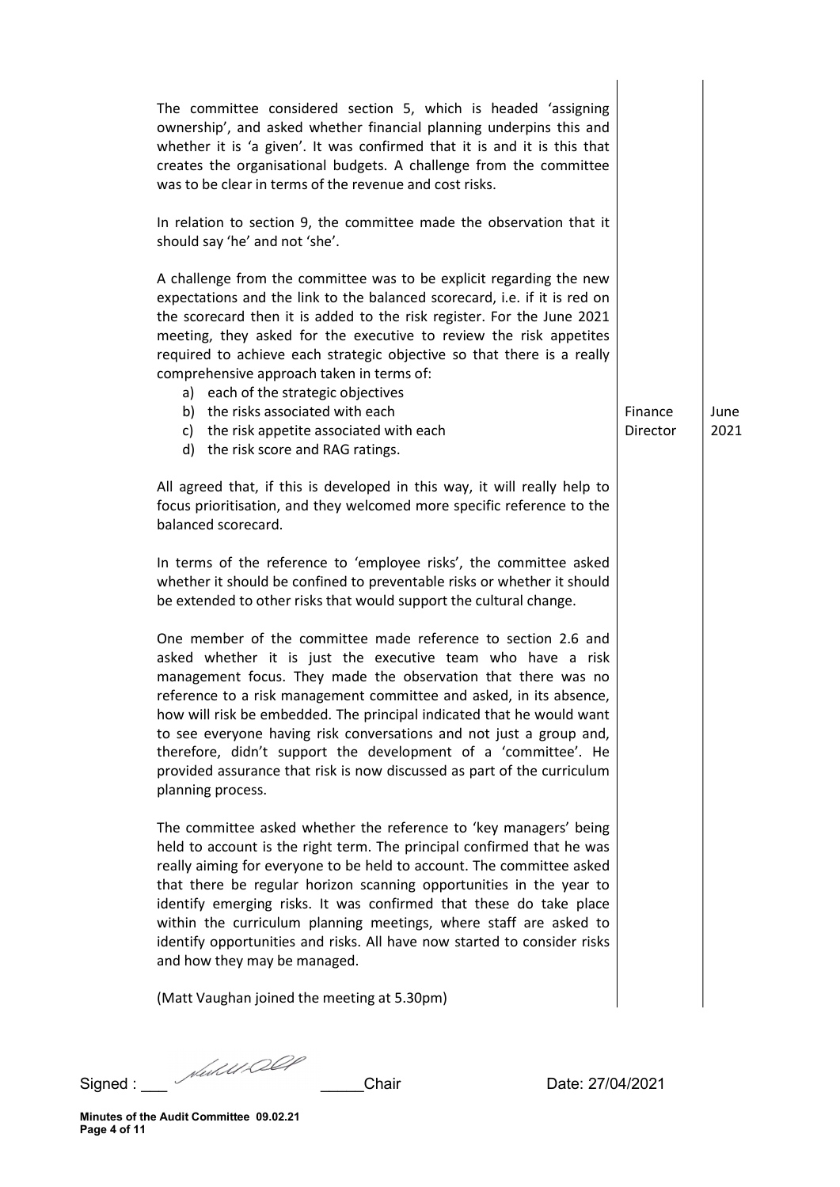| | | |
|---|---|---|
| The committee considered section 5, which is headed 'assigning ownership', and asked whether financial planning underpins this and whether it is 'a given'. It was confirmed that it is and it is this that creates the organisational budgets. A challenge from the committee was to be clear in terms of the revenue and cost risks.<br><br>In relation to section 9, the committee made the observation that it should say 'he' and not 'she'.<br><br>A challenge from the committee was to be explicit regarding the new expectations and the link to the balanced scorecard, i.e. if it is red on the scorecard then it is added to the risk register. For the June 2021 meeting, they asked for the executive to review the risk appetites required to achieve each strategic objective so that there is a really comprehensive approach taken in terms of:<br>a) each of the strategic objectives<br>b) the risks associated with each<br>c) the risk appetite associated with each<br>d) the risk score and RAG ratings. | Finance Director | June 2021 |
| All agreed that, if this is developed in this way, it will really help to focus prioritisation, and they welcomed more specific reference to the balanced scorecard.<br><br>In terms of the reference to 'employee risks', the committee asked whether it should be confined to preventable risks or whether it should be extended to other risks that would support the cultural change.<br><br>One member of the committee made reference to section 2.6 and asked whether it is just the executive team who have a risk management focus. They made the observation that there was no reference to a risk management committee and asked, in its absence, how will risk be embedded. The principal indicated that he would want to see everyone having risk conversations and not just a group and, therefore, didn't support the development of a 'committee'. He provided assurance that risk is now discussed as part of the curriculum planning process.<br><br>The committee asked whether the reference to 'key managers' being held to account is the right term. The principal confirmed that he was really aiming for everyone to be held to account. The committee asked that there be regular horizon scanning opportunities in the year to identify emerging risks. It was confirmed that these do take place within the curriculum planning meetings, where staff are asked to identify opportunities and risks. All have now started to consider risks and how they may be managed.<br><br>(Matt Vaughan joined the meeting at 5.30pm) | | |

Signed : ___ [signature] _____Chair Date: 27/04/2021

**Minutes of the Audit Committee 09.02.21**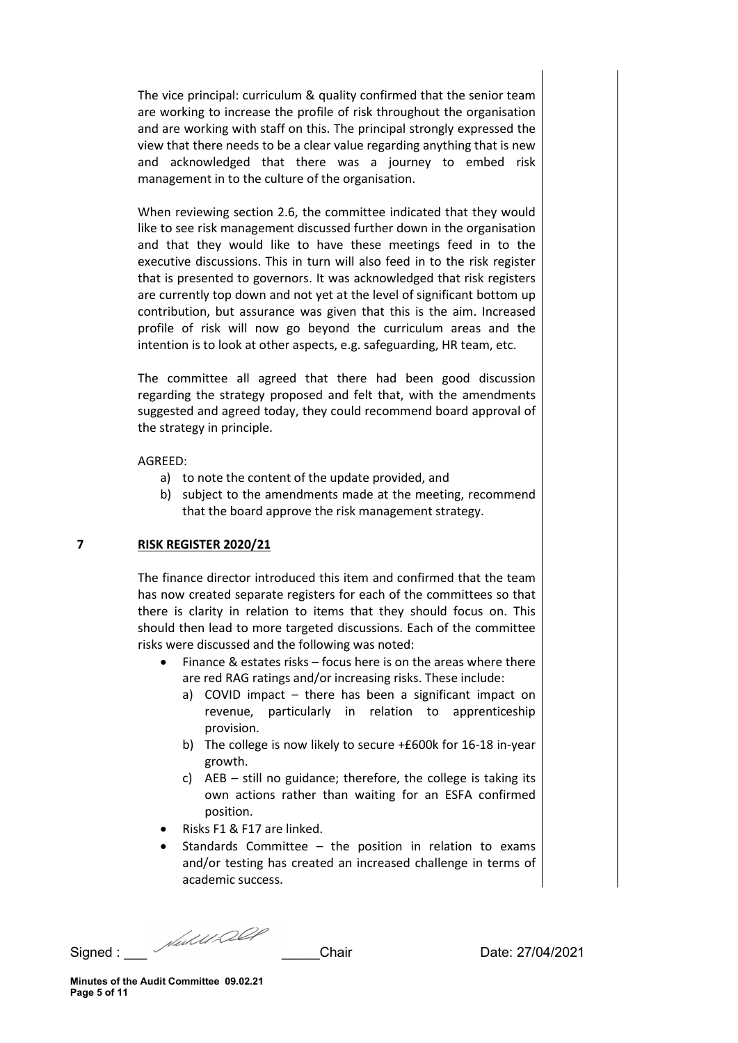The vice principal: curriculum & quality confirmed that the senior team are working to increase the profile of risk throughout the organisation and are working with staff on this. The principal strongly expressed the view that there needs to be a clear value regarding anything that is new and acknowledged that there was a journey to embed risk management in to the culture of the organisation.

When reviewing section 2.6, the committee indicated that they would like to see risk management discussed further down in the organisation and that they would like to have these meetings feed in to the executive discussions. This in turn will also feed in to the risk register that is presented to governors. It was acknowledged that risk registers are currently top down and not yet at the level of significant bottom up contribution, but assurance was given that this is the aim. Increased profile of risk will now go beyond the curriculum areas and the intention is to look at other aspects, e.g. safeguarding, HR team, etc.

The committee all agreed that there had been good discussion regarding the strategy proposed and felt that, with the amendments suggested and agreed today, they could recommend board approval of the strategy in principle.

AGREED:

a) to note the content of the update provided, and
b) subject to the amendments made at the meeting, recommend that the board approve the risk management strategy.

## 7 RISK REGISTER 2020/21

The finance director introduced this item and confirmed that the team has now created separate registers for each of the committees so that there is clarity in relation to items that they should focus on. This should then lead to more targeted discussions. Each of the committee risks were discussed and the following was noted:

- Finance & estates risks – focus here is on the areas where there are red RAG ratings and/or increasing risks. These include:
  a) COVID impact – there has been a significant impact on revenue, particularly in relation to apprenticeship provision.
  b) The college is now likely to secure +£600k for 16-18 in-year growth.
  c) AEB – still no guidance; therefore, the college is taking its own actions rather than waiting for an ESFA confirmed position.
- Risks F1 & F17 are linked.
- Standards Committee – the position in relation to exams and/or testing has created an increased challenge in terms of academic success.

Signed : ___ _____Chair Date: 27/04/2021

**Minutes of the Audit Committee 09.02.21**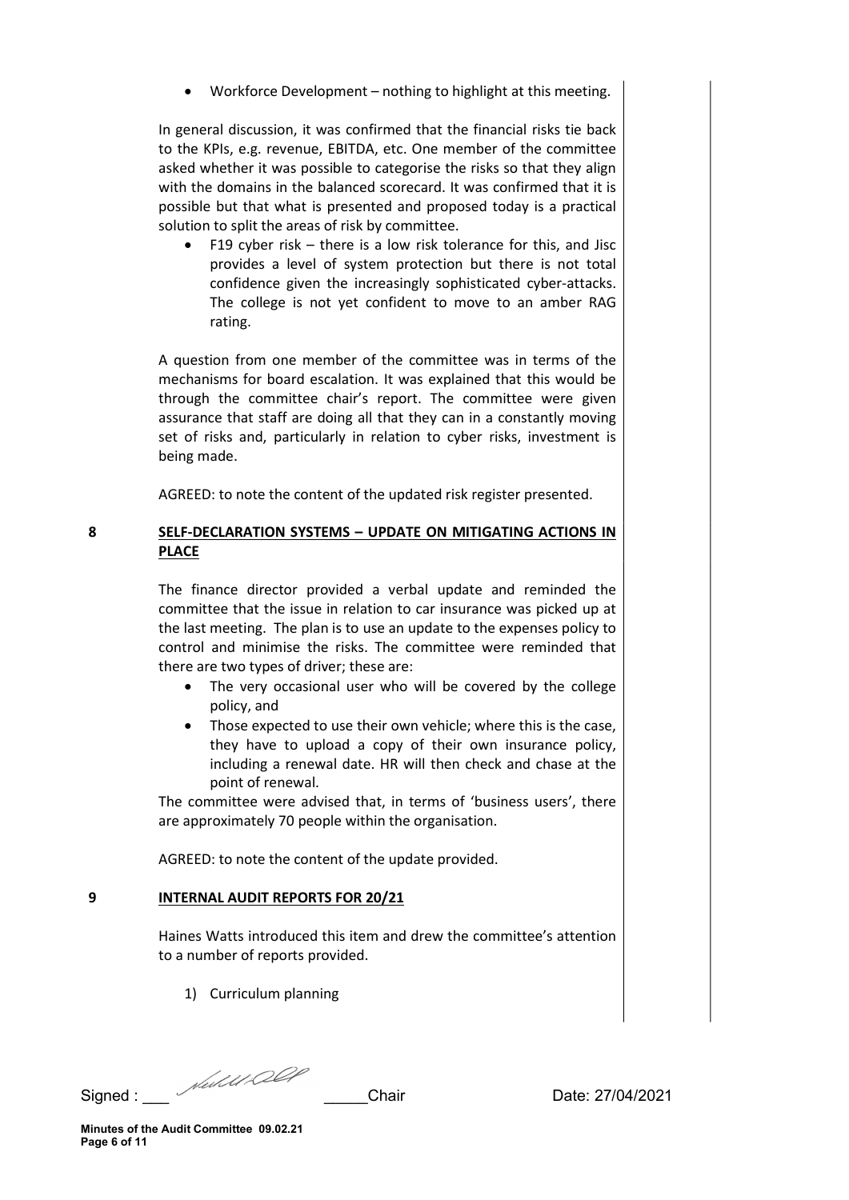- Workforce Development – nothing to highlight at this meeting.

In general discussion, it was confirmed that the financial risks tie back to the KPIs, e.g. revenue, EBITDA, etc. One member of the committee asked whether it was possible to categorise the risks so that they align with the domains in the balanced scorecard. It was confirmed that it is possible but that what is presented and proposed today is a practical solution to split the areas of risk by committee.

- F19 cyber risk – there is a low risk tolerance for this, and Jisc provides a level of system protection but there is not total confidence given the increasingly sophisticated cyber-attacks. The college is not yet confident to move to an amber RAG rating.

A question from one member of the committee was in terms of the mechanisms for board escalation. It was explained that this would be through the committee chair's report. The committee were given assurance that staff are doing all that they can in a constantly moving set of risks and, particularly in relation to cyber risks, investment is being made.

AGREED: to note the content of the updated risk register presented.

**8 SELF-DECLARATION SYSTEMS – UPDATE ON MITIGATING ACTIONS IN PLACE**

The finance director provided a verbal update and reminded the committee that the issue in relation to car insurance was picked up at the last meeting. The plan is to use an update to the expenses policy to control and minimise the risks. The committee were reminded that there are two types of driver; these are:

- The very occasional user who will be covered by the college policy, and
- Those expected to use their own vehicle; where this is the case, they have to upload a copy of their own insurance policy, including a renewal date. HR will then check and chase at the point of renewal.

The committee were advised that, in terms of 'business users', there are approximately 70 people within the organisation.

AGREED: to note the content of the update provided.

**9 INTERNAL AUDIT REPORTS FOR 20/21**

Haines Watts introduced this item and drew the committee's attention to a number of reports provided.

1) Curriculum planning

Signed : ___ _____Chair Date: 27/04/2021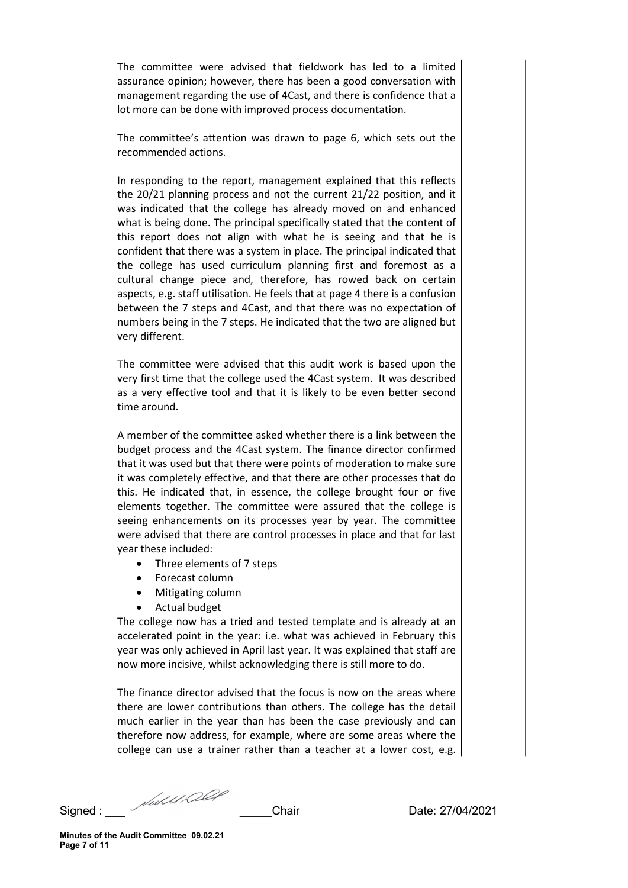The committee were advised that fieldwork has led to a limited assurance opinion; however, there has been a good conversation with management regarding the use of 4Cast, and there is confidence that a lot more can be done with improved process documentation.

The committee's attention was drawn to page 6, which sets out the recommended actions.

In responding to the report, management explained that this reflects the 20/21 planning process and not the current 21/22 position, and it was indicated that the college has already moved on and enhanced what is being done. The principal specifically stated that the content of this report does not align with what he is seeing and that he is confident that there was a system in place. The principal indicated that the college has used curriculum planning first and foremost as a cultural change piece and, therefore, has rowed back on certain aspects, e.g. staff utilisation. He feels that at page 4 there is a confusion between the 7 steps and 4Cast, and that there was no expectation of numbers being in the 7 steps. He indicated that the two are aligned but very different.

The committee were advised that this audit work is based upon the very first time that the college used the 4Cast system. It was described as a very effective tool and that it is likely to be even better second time around.

A member of the committee asked whether there is a link between the budget process and the 4Cast system. The finance director confirmed that it was used but that there were points of moderation to make sure it was completely effective, and that there are other processes that do this. He indicated that, in essence, the college brought four or five elements together. The committee were assured that the college is seeing enhancements on its processes year by year. The committee were advised that there are control processes in place and that for last year these included:

- Three elements of 7 steps
- Forecast column
- Mitigating column
- Actual budget

The college now has a tried and tested template and is already at an accelerated point in the year: i.e. what was achieved in February this year was only achieved in April last year. It was explained that staff are now more incisive, whilst acknowledging there is still more to do.

The finance director advised that the focus is now on the areas where there are lower contributions than others. The college has the detail much earlier in the year than has been the case previously and can therefore now address, for example, where are some areas where the college can use a trainer rather than a teacher at a lower cost, e.g.

Signed : ___ _____Chair Date: 27/04/2021

**Minutes of the Audit Committee 09.02.21**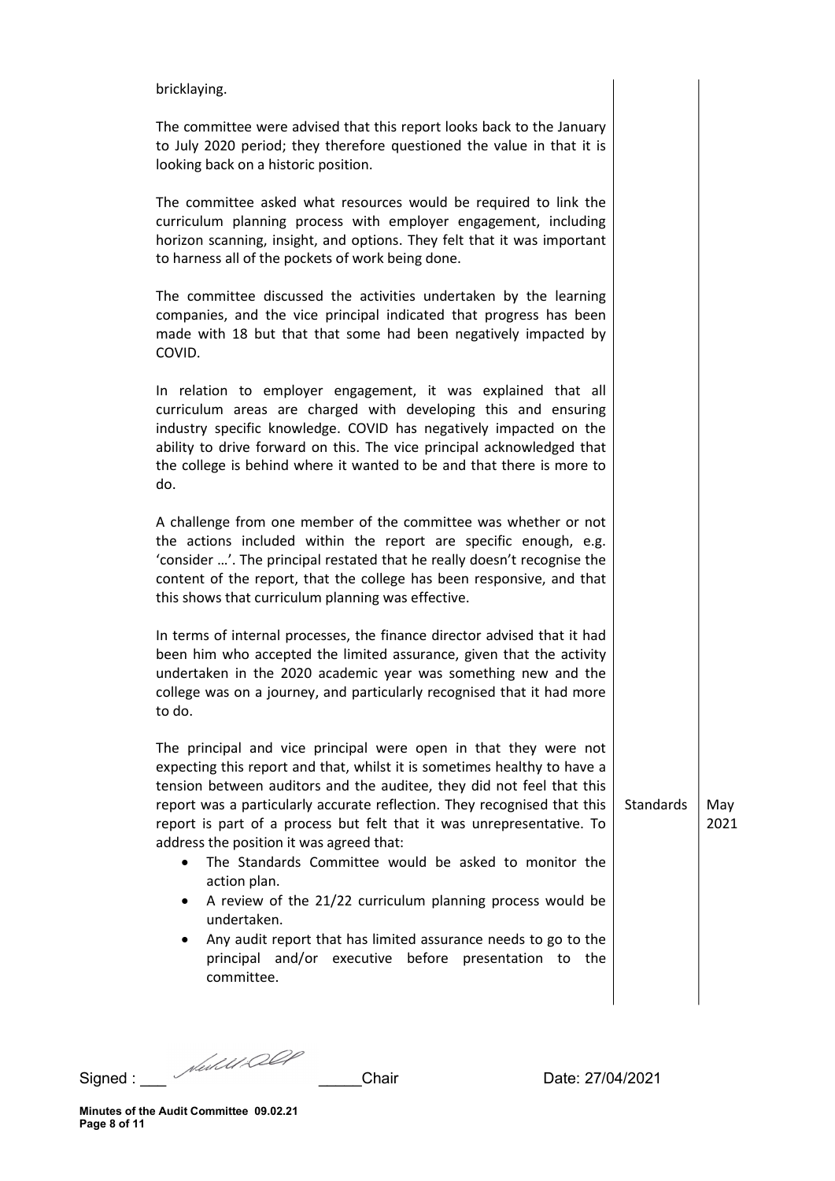| | | |
|---|---|---|
| bricklaying.<br><br>The committee were advised that this report looks back to the January to July 2020 period; they therefore questioned the value in that it is looking back on a historic position.<br><br>The committee asked what resources would be required to link the curriculum planning process with employer engagement, including horizon scanning, insight, and options. They felt that it was important to harness all of the pockets of work being done.<br><br>The committee discussed the activities undertaken by the learning companies, and the vice principal indicated that progress has been made with 18 but that that some had been negatively impacted by COVID.<br><br>In relation to employer engagement, it was explained that all curriculum areas are charged with developing this and ensuring industry specific knowledge. COVID has negatively impacted on the ability to drive forward on this. The vice principal acknowledged that the college is behind where it wanted to be and that there is more to do.<br><br>A challenge from one member of the committee was whether or not the actions included within the report are specific enough, e.g. 'consider …'. The principal restated that he really doesn't recognise the content of the report, that the college has been responsive, and that this shows that curriculum planning was effective.<br><br>In terms of internal processes, the finance director advised that it had been him who accepted the limited assurance, given that the activity undertaken in the 2020 academic year was something new and the college was on a journey, and particularly recognised that it had more to do.<br><br>The principal and vice principal were open in that they were not expecting this report and that, whilst it is sometimes healthy to have a tension between auditors and the auditee, they did not feel that this report was a particularly accurate reflection. They recognised that this report is part of a process but felt that it was unrepresentative. To address the position it was agreed that:<br>• The Standards Committee would be asked to monitor the action plan.<br>• A review of the 21/22 curriculum planning process would be undertaken.<br>• Any audit report that has limited assurance needs to go to the principal and/or executive before presentation to the committee. | Standards | May 2021 |

Signed : ___ _____Chair Date: 27/04/2021

**Minutes of the Audit Committee 09.02.21**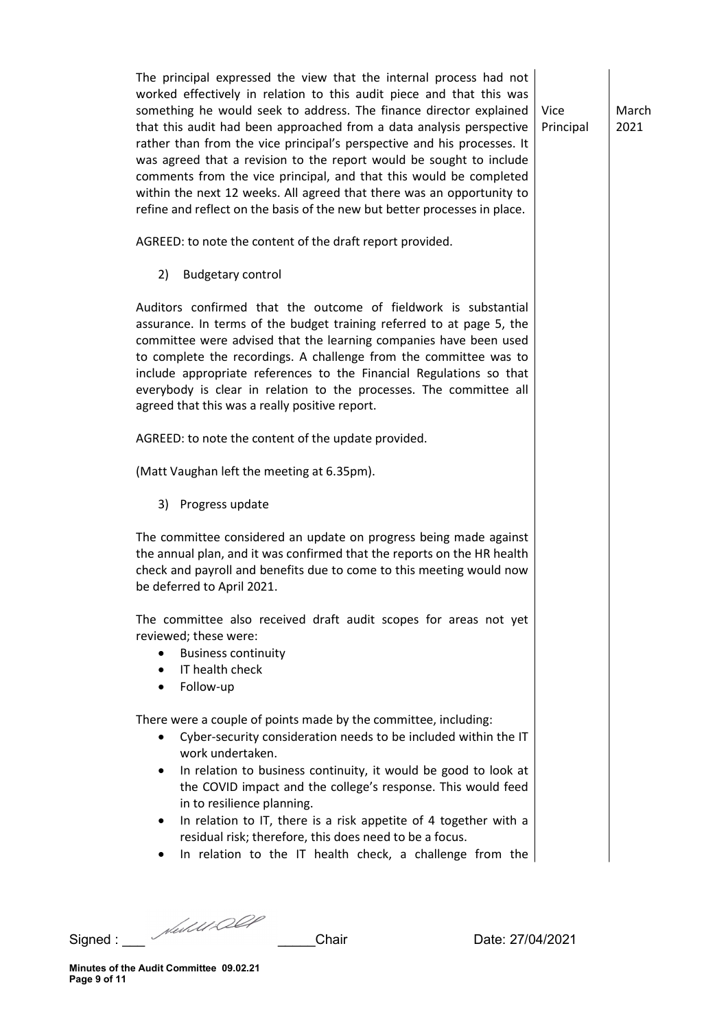The principal expressed the view that the internal process had not worked effectively in relation to this audit piece and that this was something he would seek to address. The finance director explained that this audit had been approached from a data analysis perspective rather than from the vice principal's perspective and his processes. It was agreed that a revision to the report would be sought to include comments from the vice principal, and that this would be completed within the next 12 weeks. All agreed that there was an opportunity to refine and reflect on the basis of the new but better processes in place. | Vice Principal | March 2021

AGREED: to note the content of the draft report provided.

2) Budgetary control

Auditors confirmed that the outcome of fieldwork is substantial assurance. In terms of the budget training referred to at page 5, the committee were advised that the learning companies have been used to complete the recordings. A challenge from the committee was to include appropriate references to the Financial Regulations so that everybody is clear in relation to the processes. The committee all agreed that this was a really positive report.

AGREED: to note the content of the update provided.

(Matt Vaughan left the meeting at 6.35pm).

3) Progress update

The committee considered an update on progress being made against the annual plan, and it was confirmed that the reports on the HR health check and payroll and benefits due to come to this meeting would now be deferred to April 2021.

The committee also received draft audit scopes for areas not yet reviewed; these were:

- Business continuity
- IT health check
- Follow-up

There were a couple of points made by the committee, including:

- Cyber-security consideration needs to be included within the IT work undertaken.
- In relation to business continuity, it would be good to look at the COVID impact and the college's response. This would feed in to resilience planning.
- In relation to IT, there is a risk appetite of 4 together with a residual risk; therefore, this does need to be a focus.
- In relation to the IT health check, a challenge from the

Signed : ___ [signature] _____Chair Date: 27/04/2021

**Minutes of the Audit Committee 09.02.21**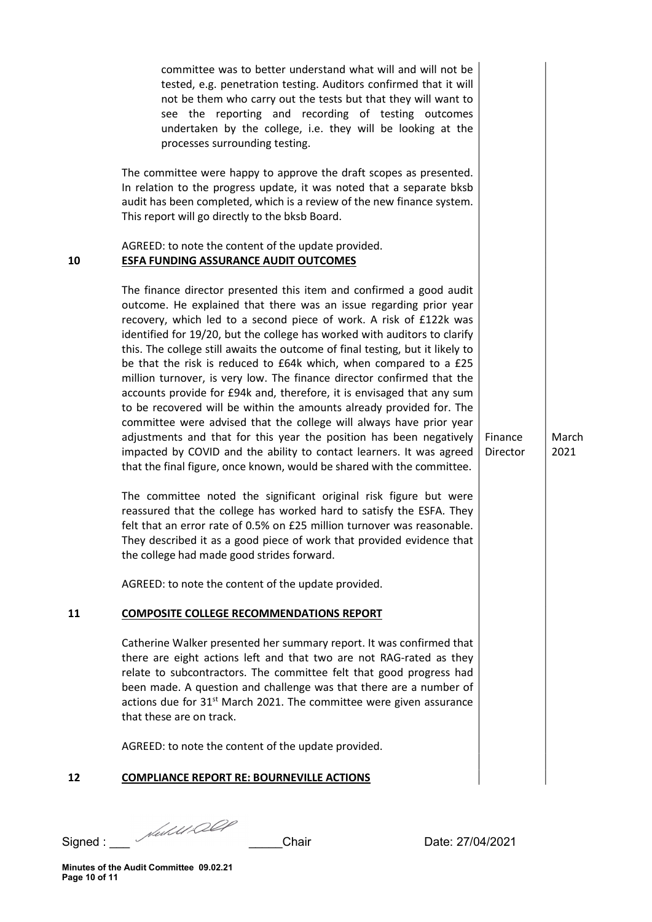committee was to better understand what will and will not be tested, e.g. penetration testing. Auditors confirmed that it will not be them who carry out the tests but that they will want to see the reporting and recording of testing outcomes undertaken by the college, i.e. they will be looking at the processes surrounding testing.

The committee were happy to approve the draft scopes as presented. In relation to the progress update, it was noted that a separate bksb audit has been completed, which is a review of the new finance system. This report will go directly to the bksb Board.

AGREED: to note the content of the update provided.

**10 ESFA FUNDING ASSURANCE AUDIT OUTCOMES**

| | | |
|---|---|---|
| The finance director presented this item and confirmed a good audit outcome. He explained that there was an issue regarding prior year recovery, which led to a second piece of work. A risk of £122k was identified for 19/20, but the college has worked with auditors to clarify this. The college still awaits the outcome of final testing, but it likely to be that the risk is reduced to £64k which, when compared to a £25 million turnover, is very low. The finance director confirmed that the accounts provide for £94k and, therefore, it is envisaged that any sum to be recovered will be within the amounts already provided for. The committee were advised that the college will always have prior year adjustments and that for this year the position has been negatively impacted by COVID and the ability to contact learners. It was agreed that the final figure, once known, would be shared with the committee. | Finance Director | March 2021 |

The committee noted the significant original risk figure but were reassured that the college has worked hard to satisfy the ESFA. They felt that an error rate of 0.5% on £25 million turnover was reasonable. They described it as a good piece of work that provided evidence that the college had made good strides forward.

AGREED: to note the content of the update provided.

**11 COMPOSITE COLLEGE RECOMMENDATIONS REPORT**

Catherine Walker presented her summary report. It was confirmed that there are eight actions left and that two are not RAG-rated as they relate to subcontractors. The committee felt that good progress had been made. A question and challenge was that there are a number of actions due for 31st March 2021. The committee were given assurance that these are on track.

AGREED: to note the content of the update provided.

**12 COMPLIANCE REPORT RE: BOURNEVILLE ACTIONS**

Signed : ___ [signature] _____Chair Date: 27/04/2021

Minutes of the Audit Committee 09.02.21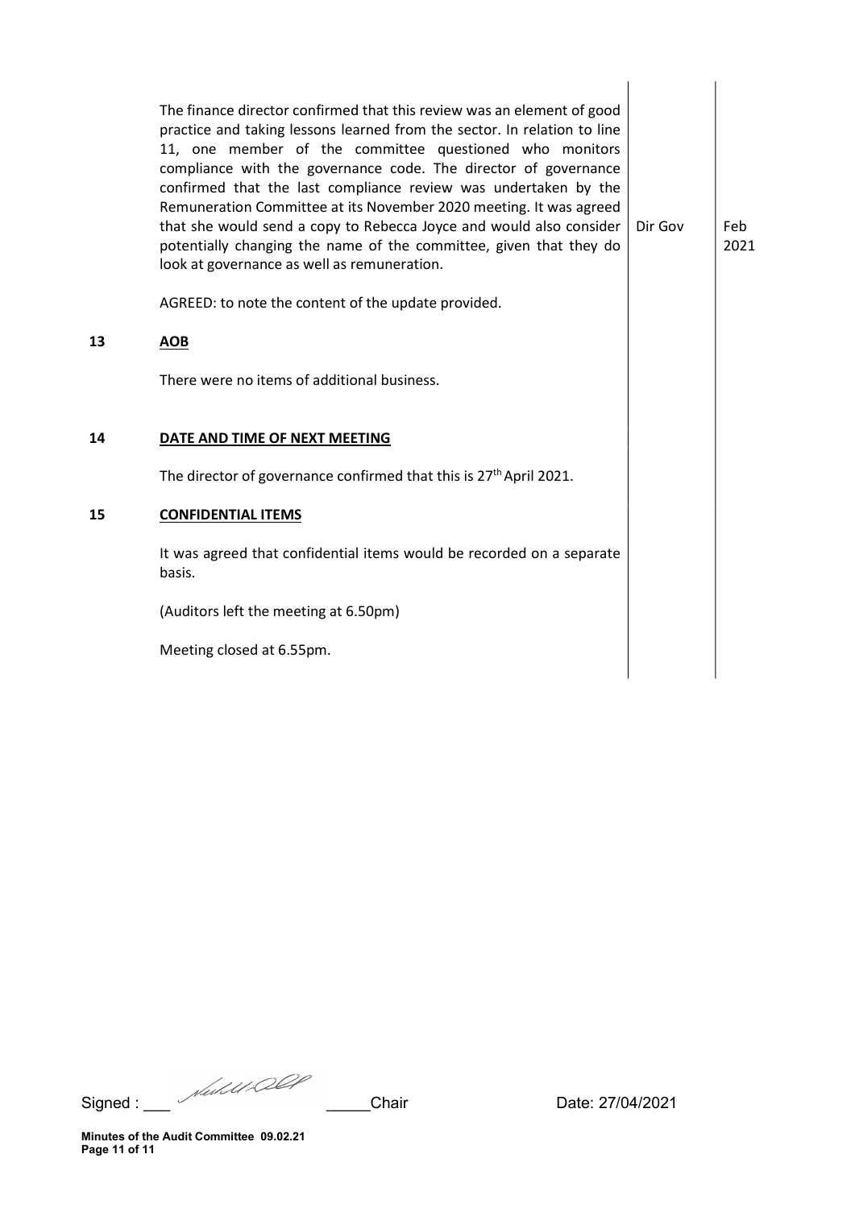| | | | |
|---|---|---|---|
| | The finance director confirmed that this review was an element of good practice and taking lessons learned from the sector. In relation to line 11, one member of the committee questioned who monitors compliance with the governance code. The director of governance confirmed that the last compliance review was undertaken by the Remuneration Committee at its November 2020 meeting. It was agreed that she would send a copy to Rebecca Joyce and would also consider potentially changing the name of the committee, given that they do look at governance as well as remuneration.<br><br>AGREED: to note the content of the update provided. | Dir Gov | Feb 2021 |
| **13** | **<u>AOB</u>**<br><br>There were no items of additional business. | | |
| **14** | **<u>DATE AND TIME OF NEXT MEETING</u>**<br><br>The director of governance confirmed that this is 27th April 2021. | | |
| **15** | **<u>CONFIDENTIAL ITEMS</u>**<br><br>It was agreed that confidential items would be recorded on a separate basis.<br><br>(Auditors left the meeting at 6.50pm)<br><br>Meeting closed at 6.55pm. | | |

Signed : ___ [signature] _____Chair Date: 27/04/2021

**Minutes of the Audit Committee 09.02.21**